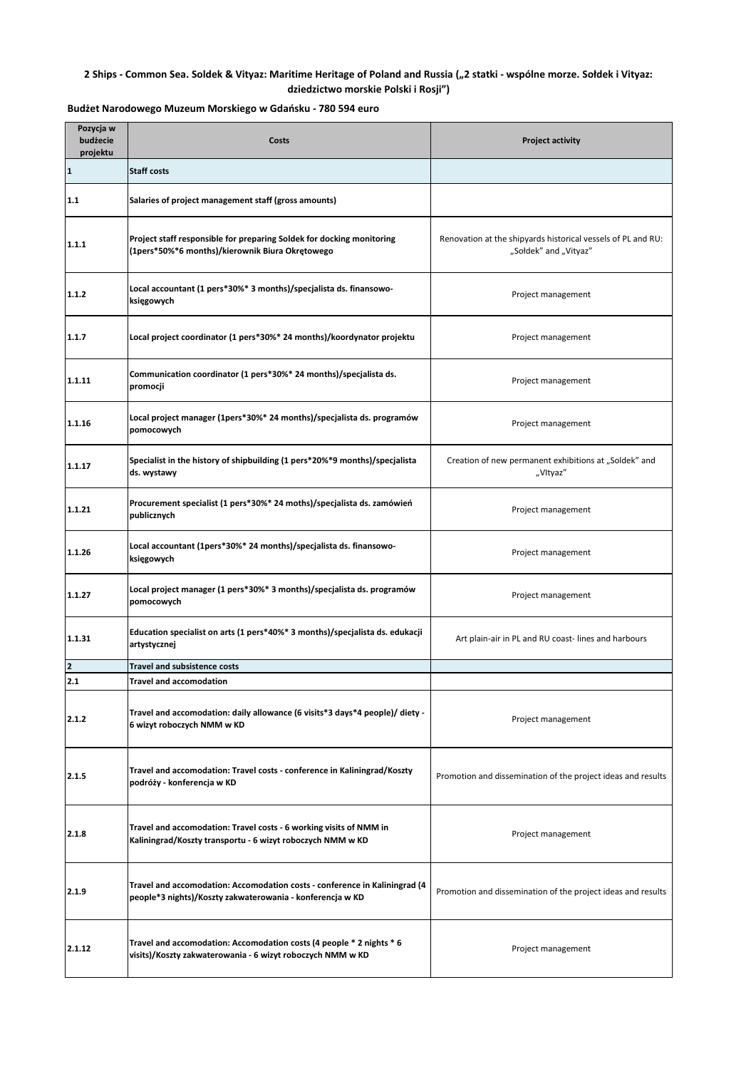**2 Ships - Common Sea. Soldek & Vityaz: Maritime Heritage of Poland and Russia („2 statki - wspólne morze. Sołdek i Vityaz: dziedzictwo morskie Polski i Rosji")**

**Budżet Narodowego Muzeum Morskiego w Gdańsku - 780 594 euro**

| Pozycja w budżecie projektu | Costs | Project activity |
|---|---|---|
| **1** | **Staff costs** | |
| **1.1** | **Salaries of project management staff (gross amounts)** | |
| **1.1.1** | **Project staff responsible for preparing Soldek for docking monitoring (1pers*50%*6 months)/kierownik Biura Okrętowego** | Renovation at the shipyards historical vessels of PL and RU: „Sołdek" and „Vityaz" |
| **1.1.2** | **Local accountant (1 pers*30%* 3 months)/specjalista ds. finansowo-księgowych** | Project management |
| **1.1.7** | **Local project coordinator (1 pers*30%* 24 months)/koordynator projektu** | Project management |
| **1.1.11** | **Communication coordinator (1 pers*30%* 24 months)/specjalista ds. promocji** | Project management |
| **1.1.16** | **Local project manager (1pers*30%* 24 months)/specjalista ds. programów pomocowych** | Project management |
| **1.1.17** | **Specialist in the history of shipbuilding (1 pers*20%*9 months)/specjalista ds. wystawy** | Creation of new permanent exhibitions at „Soldek" and „VItyaz" |
| **1.1.21** | **Procurement specialist (1 pers*30%* 24 moths)/specjalista ds. zamówień publicznych** | Project management |
| **1.1.26** | **Local accountant (1pers*30%* 24 months)/specjalista ds. finansowo-księgowych** | Project management |
| **1.1.27** | **Local project manager (1 pers*30%* 3 months)/specjalista ds. programów pomocowych** | Project management |
| **1.1.31** | **Education specialist on arts (1 pers*40%* 3 months)/specjalista ds. edukacji artystycznej** | Art plain-air in PL and RU coast- lines and harbours |
| **2** | **Travel and subsistence costs** | |
| **2.1** | **Travel and accomodation** | |
| **2.1.2** | **Travel and accomodation: daily allowance (6 visits*3 days*4 people)/ diety - 6 wizyt roboczych NMM w KD** | Project management |
| **2.1.5** | **Travel and accomodation: Travel costs - conference in Kaliningrad/Koszty podróży - konferencja w KD** | Promotion and dissemination of the project ideas and results |
| **2.1.8** | **Travel and accomodation: Travel costs - 6 working visits of NMM in Kaliningrad/Koszty transportu - 6 wizyt roboczych NMM w KD** | Project management |
| **2.1.9** | **Travel and accomodation: Accomodation costs - conference in Kaliningrad (4 people*3 nights)/Koszty zakwaterowania - konferencja w KD** | Promotion and dissemination of the project ideas and results |
| **2.1.12** | **Travel and accomodation: Accomodation costs (4 people * 2 nights * 6 visits)/Koszty zakwaterowania - 6 wizyt roboczych NMM w KD** | Project management |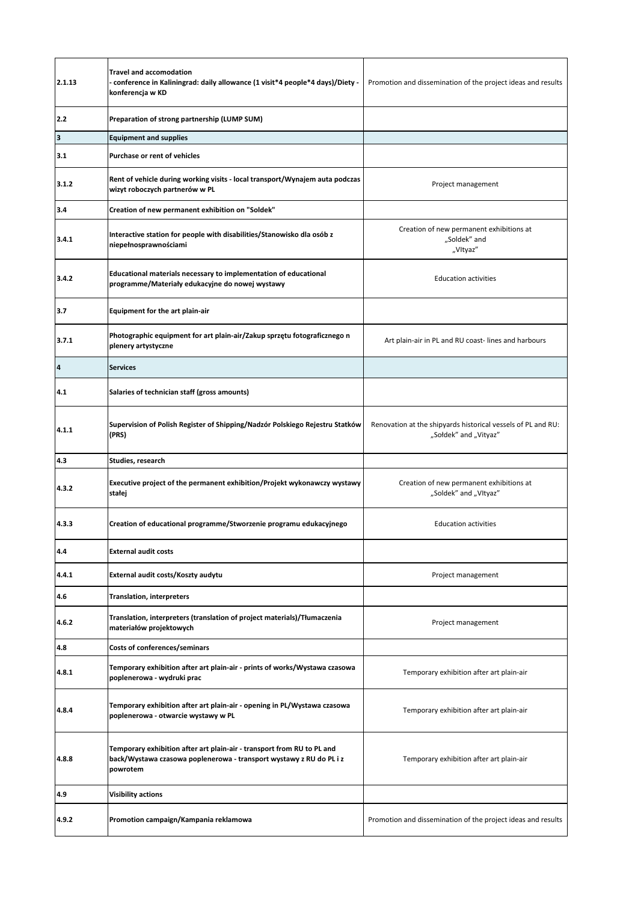| | | |
|---|---|---|
| **2.1.13** | **Travel and accomodation - conference in Kaliningrad: daily allowance (1 visit*4 people*4 days)/Diety - konferencja w KD** | Promotion and dissemination of the project ideas and results |
| **2.2** | **Preparation of strong partnership (LUMP SUM)** | |
| **3** | **Equipment and supplies** | |
| **3.1** | **Purchase or rent of vehicles** | |
| **3.1.2** | **Rent of vehicle during working visits - local transport/Wynajem auta podczas wizyt roboczych partnerów w PL** | Project management |
| **3.4** | **Creation of new permanent exhibition on "Soldek"** | |
| **3.4.1** | **Interactive station for people with disabilities/Stanowisko dla osób z niepełnosprawnościami** | Creation of new permanent exhibitions at „Soldek" and „VItyaz" |
| **3.4.2** | **Educational materials necessary to implementation of educational programme/Materiały edukacyjne do nowej wystawy** | Education activities |
| **3.7** | **Equipment for the art plain-air** | |
| **3.7.1** | **Photographic equipment for art plain-air/Zakup sprzętu fotograficznego n plenery artystyczne** | Art plain-air in PL and RU coast- lines and harbours |
| **4** | **Services** | |
| **4.1** | **Salaries of technician staff (gross amounts)** | |
| **4.1.1** | **Supervision of Polish Register of Shipping/Nadzór Polskiego Rejestru Statków (PRS)** | Renovation at the shipyards historical vessels of PL and RU: „Sołdek" and „Vityaz" |
| **4.3** | **Studies, research** | |
| **4.3.2** | **Executive project of the permanent exhibition/Projekt wykonawczy wystawy stałej** | Creation of new permanent exhibitions at „Soldek" and „VItyaz" |
| **4.3.3** | **Creation of educational programme/Stworzenie programu edukacyjnego** | Education activities |
| **4.4** | **External audit costs** | |
| **4.4.1** | **External audit costs/Koszty audytu** | Project management |
| **4.6** | **Translation, interpreters** | |
| **4.6.2** | **Translation, interpreters (translation of project materials)/Tłumaczenia materiałów projektowych** | Project management |
| **4.8** | **Costs of conferences/seminars** | |
| **4.8.1** | **Temporary exhibition after art plain-air - prints of works/Wystawa czasowa poplenerowa - wydruki prac** | Temporary exhibition after art plain-air |
| **4.8.4** | **Temporary exhibition after art plain-air - opening in PL/Wystawa czasowa poplenerowa - otwarcie wystawy w PL** | Temporary exhibition after art plain-air |
| **4.8.8** | **Temporary exhibition after art plain-air - transport from RU to PL and back/Wystawa czasowa poplenerowa - transport wystawy z RU do PL i z powrotem** | Temporary exhibition after art plain-air |
| **4.9** | **Visibility actions** | |
| **4.9.2** | **Promotion campaign/Kampania reklamowa** | Promotion and dissemination of the project ideas and results |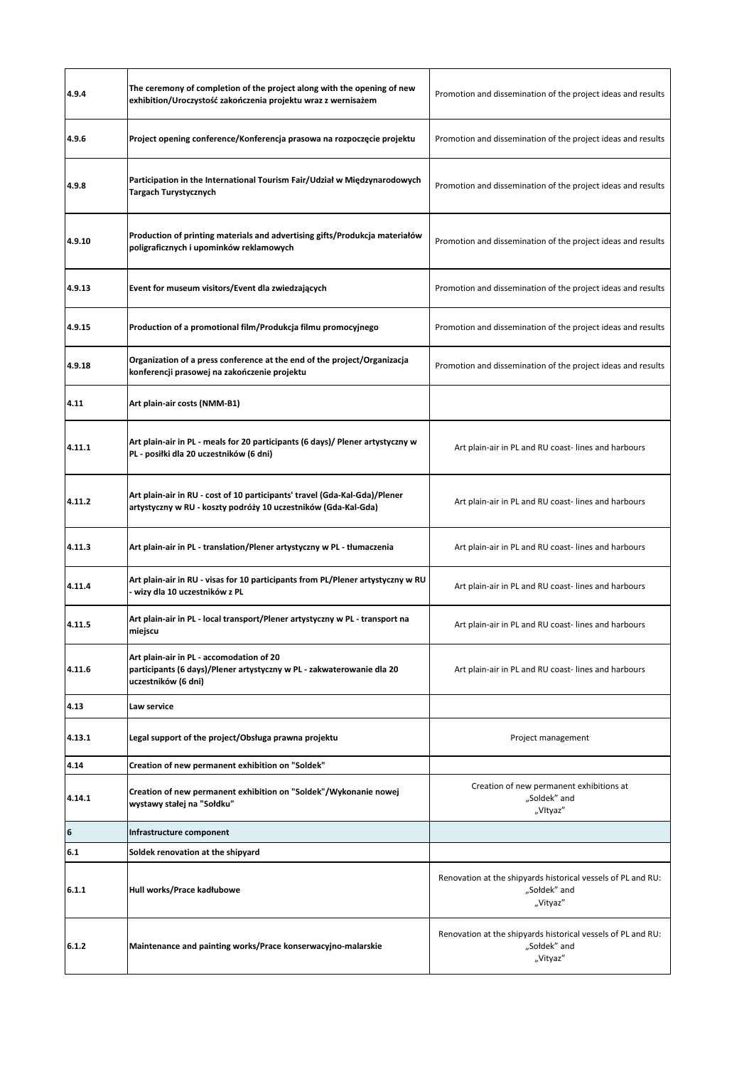| | | |
|---|---|---|
| **4.9.4** | **The ceremony of completion of the project along with the opening of new exhibition/Uroczystość zakończenia projektu wraz z wernisażem** | Promotion and dissemination of the project ideas and results |
| **4.9.6** | **Project opening conference/Konferencja prasowa na rozpoczęcie projektu** | Promotion and dissemination of the project ideas and results |
| **4.9.8** | **Participation in the International Tourism Fair/Udział w Międzynarodowych Targach Turystycznych** | Promotion and dissemination of the project ideas and results |
| **4.9.10** | **Production of printing materials and advertising gifts/Produkcja materiałów poligraficznych i upominków reklamowych** | Promotion and dissemination of the project ideas and results |
| **4.9.13** | **Event for museum visitors/Event dla zwiedzających** | Promotion and dissemination of the project ideas and results |
| **4.9.15** | **Production of a promotional film/Produkcja filmu promocyjnego** | Promotion and dissemination of the project ideas and results |
| **4.9.18** | **Organization of a press conference at the end of the project/Organizacja konferencji prasowej na zakończenie projektu** | Promotion and dissemination of the project ideas and results |
| **4.11** | **Art plain-air costs (NMM-B1)** | |
| **4.11.1** | **Art plain-air in PL - meals for 20 participants (6 days)/ Plener artystyczny w PL - posiłki dla 20 uczestników (6 dni)** | Art plain-air in PL and RU coast- lines and harbours |
| **4.11.2** | **Art plain-air in RU - cost of 10 participants' travel (Gda-Kal-Gda)/Plener artystyczny w RU - koszty podróży 10 uczestników (Gda-Kal-Gda)** | Art plain-air in PL and RU coast- lines and harbours |
| **4.11.3** | **Art plain-air in PL - translation/Plener artystyczny w PL - tłumaczenia** | Art plain-air in PL and RU coast- lines and harbours |
| **4.11.4** | **Art plain-air in RU - visas for 10 participants from PL/Plener artystyczny w RU - wizy dla 10 uczestników z PL** | Art plain-air in PL and RU coast- lines and harbours |
| **4.11.5** | **Art plain-air in PL - local transport/Plener artystyczny w PL - transport na miejscu** | Art plain-air in PL and RU coast- lines and harbours |
| **4.11.6** | **Art plain-air in PL - accomodation of 20 participants (6 days)/Plener artystyczny w PL - zakwaterowanie dla 20 uczestników (6 dni)** | Art plain-air in PL and RU coast- lines and harbours |
| **4.13** | **Law service** | |
| **4.13.1** | **Legal support of the project/Obsługa prawna projektu** | Project management |
| **4.14** | **Creation of new permanent exhibition on "Soldek"** | |
| **4.14.1** | **Creation of new permanent exhibition on "Soldek"/Wykonanie nowej wystawy stałej na "Sołdku"** | Creation of new permanent exhibitions at „Soldek" and „VItyaz" |
| **6** | **Infrastructure component** | |
| **6.1** | **Soldek renovation at the shipyard** | |
| **6.1.1** | **Hull works/Prace kadłubowe** | Renovation at the shipyards historical vessels of PL and RU: „Sołdek" and „Vityaz" |
| **6.1.2** | **Maintenance and painting works/Prace konserwacyjno-malarskie** | Renovation at the shipyards historical vessels of PL and RU: „Sołdek" and „Vityaz" |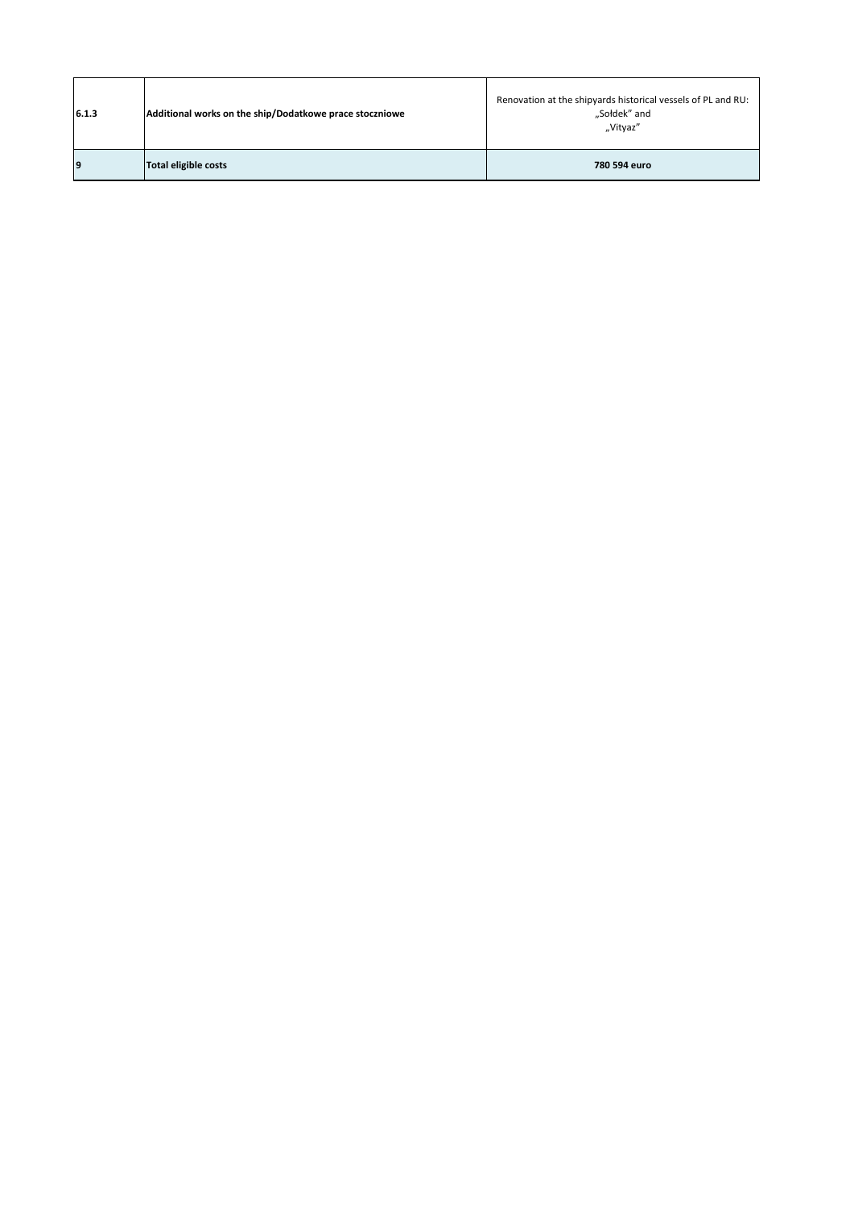| | | |
|---|---|---|
| **6.1.3** | **Additional works on the ship/Dodatkowe prace stoczniowe** | Renovation at the shipyards historical vessels of PL and RU: „Sołdek" and „Vityaz" |
| **9** | **Total eligible costs** | **780 594 euro** |